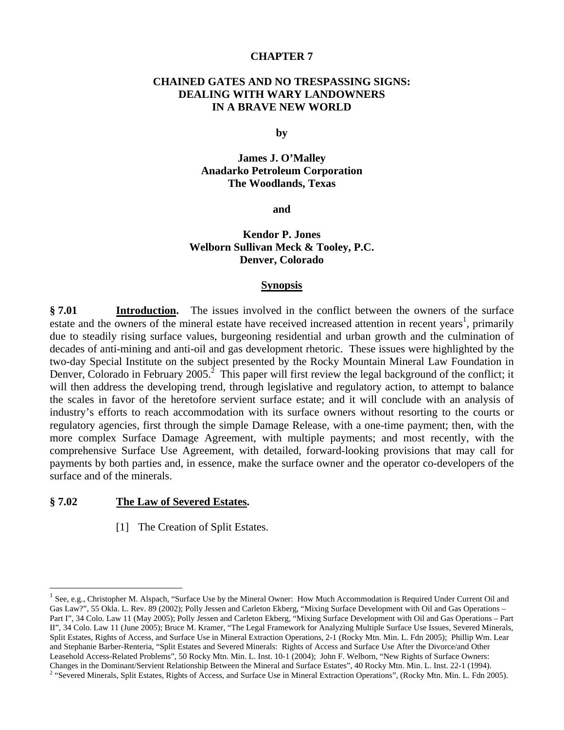**CHAPTER 7**

# CHAINED GATES AND NO TRESPASSING SIGNS: DEALING WITH WARY LANDOWNERS IN A BRAVE NEW WORLD

**by**

**James J. O'Malley**
**Anadarko Petroleum Corporation**
**The Woodlands, Texas**

**and**

**Kendor P. Jones**
**Welborn Sullivan Meck & Tooley, P.C.**
**Denver, Colorado**

## Synopsis

**§ 7.01 Introduction.** The issues involved in the conflict between the owners of the surface estate and the owners of the mineral estate have received increased attention in recent years[1], primarily due to steadily rising surface values, burgeoning residential and urban growth and the culmination of decades of anti-mining and anti-oil and gas development rhetoric. These issues were highlighted by the two-day Special Institute on the subject presented by the Rocky Mountain Mineral Law Foundation in Denver, Colorado in February 2005.[2] This paper will first review the legal background of the conflict; it will then address the developing trend, through legislative and regulatory action, to attempt to balance the scales in favor of the heretofore servient surface estate; and it will conclude with an analysis of industry's efforts to reach accommodation with its surface owners without resorting to the courts or regulatory agencies, first through the simple Damage Release, with a one-time payment; then, with the more complex Surface Damage Agreement, with multiple payments; and most recently, with the comprehensive Surface Use Agreement, with detailed, forward-looking provisions that may call for payments by both parties and, in essence, make the surface owner and the operator co-developers of the surface and of the minerals.

**§ 7.02 The Law of Severed Estates.**

[1] The Creation of Split Estates.

---

[1] See, e.g., Christopher M. Alspach, "Surface Use by the Mineral Owner: How Much Accommodation is Required Under Current Oil and Gas Law?", 55 Okla. L. Rev. 89 (2002); Polly Jessen and Carleton Ekberg, "Mixing Surface Development with Oil and Gas Operations – Part I", 34 Colo. Law 11 (May 2005); Polly Jessen and Carleton Ekberg, "Mixing Surface Development with Oil and Gas Operations – Part II", 34 Colo. Law 11 (June 2005); Bruce M. Kramer, "The Legal Framework for Analyzing Multiple Surface Use Issues, Severed Minerals, Split Estates, Rights of Access, and Surface Use in Mineral Extraction Operations, 2-1 (Rocky Mtn. Min. L. Fdn 2005); Phillip Wm. Lear and Stephanie Barber-Renteria, "Split Estates and Severed Minerals: Rights of Access and Surface Use After the Divorce/and Other Leasehold Access-Related Problems", 50 Rocky Mtn. Min. L. Inst. 10-1 (2004); John F. Welborn, "New Rights of Surface Owners: Changes in the Dominant/Servient Relationship Between the Mineral and Surface Estates", 40 Rocky Mtn. Min. L. Inst. 22-1 (1994).

[2] "Severed Minerals, Split Estates, Rights of Access, and Surface Use in Mineral Extraction Operations", (Rocky Mtn. Min. L. Fdn 2005).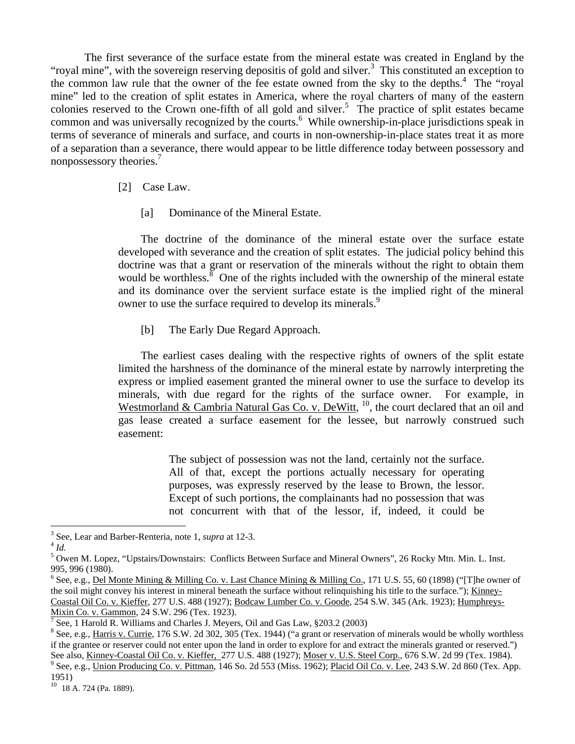The first severance of the surface estate from the mineral estate was created in England by the "royal mine", with the sovereign reserving depositis of gold and silver.[3] This constituted an exception to the common law rule that the owner of the fee estate owned from the sky to the depths.[4] The "royal mine" led to the creation of split estates in America, where the royal charters of many of the eastern colonies reserved to the Crown one-fifth of all gold and silver.[5] The practice of split estates became common and was universally recognized by the courts.[6] While ownership-in-place jurisdictions speak in terms of severance of minerals and surface, and courts in non-ownership-in-place states treat it as more of a separation than a severance, there would appear to be little difference today between possessory and nonpossessory theories.[7]

[2] Case Law.

[a] Dominance of the Mineral Estate.

The doctrine of the dominance of the mineral estate over the surface estate developed with severance and the creation of split estates. The judicial policy behind this doctrine was that a grant or reservation of the minerals without the right to obtain them would be worthless.[8] One of the rights included with the ownership of the mineral estate and its dominance over the servient surface estate is the implied right of the mineral owner to use the surface required to develop its minerals.[9]

[b] The Early Due Regard Approach.

The earliest cases dealing with the respective rights of owners of the split estate limited the harshness of the dominance of the mineral estate by narrowly interpreting the express or implied easement granted the mineral owner to use the surface to develop its minerals, with due regard for the rights of the surface owner. For example, in Westmorland & Cambria Natural Gas Co. v. DeWitt, [10], the court declared that an oil and gas lease created a surface easement for the lessee, but narrowly construed such easement:

> The subject of possession was not the land, certainly not the surface. All of that, except the portions actually necessary for operating purposes, was expressly reserved by the lease to Brown, the lessor. Except of such portions, the complainants had no possession that was not concurrent with that of the lessor, if, indeed, it could be

---

[3] See, Lear and Barber-Renteria, note 1, *supra* at 12-3.

[4] *Id.*

[5] Owen M. Lopez, "Upstairs/Downstairs: Conflicts Between Surface and Mineral Owners", 26 Rocky Mtn. Min. L. Inst. 995, 996 (1980).

[6] See, e.g., Del Monte Mining & Milling Co. v. Last Chance Mining & Milling Co., 171 U.S. 55, 60 (1898) ("[T]he owner of the soil might convey his interest in mineral beneath the surface without relinquishing his title to the surface."); Kinney-Coastal Oil Co. v. Kieffer, 277 U.S. 488 (1927); Bodcaw Lumber Co. v. Goode, 254 S.W. 345 (Ark. 1923); Humphreys-Mixin Co. v. Gammon, 24 S.W. 296 (Tex. 1923).

[7] See, 1 Harold R. Williams and Charles J. Meyers, Oil and Gas Law, §203.2 (2003)

[8] See, e.g., Harris v. Currie, 176 S.W. 2d 302, 305 (Tex. 1944) ("a grant or reservation of minerals would be wholly worthless if the grantee or reserver could not enter upon the land in order to explore for and extract the minerals granted or reserved.") See also, Kinney-Coastal Oil Co. v. Kieffer, 277 U.S. 488 (1927); Moser v. U.S. Steel Corp., 676 S.W. 2d 99 (Tex. 1984).

[9] See, e.g., Union Producing Co. v. Pittman, 146 So. 2d 553 (Miss. 1962); Placid Oil Co. v. Lee, 243 S.W. 2d 860 (Tex. App. 1951)

[10] 18 A. 724 (Pa. 1889).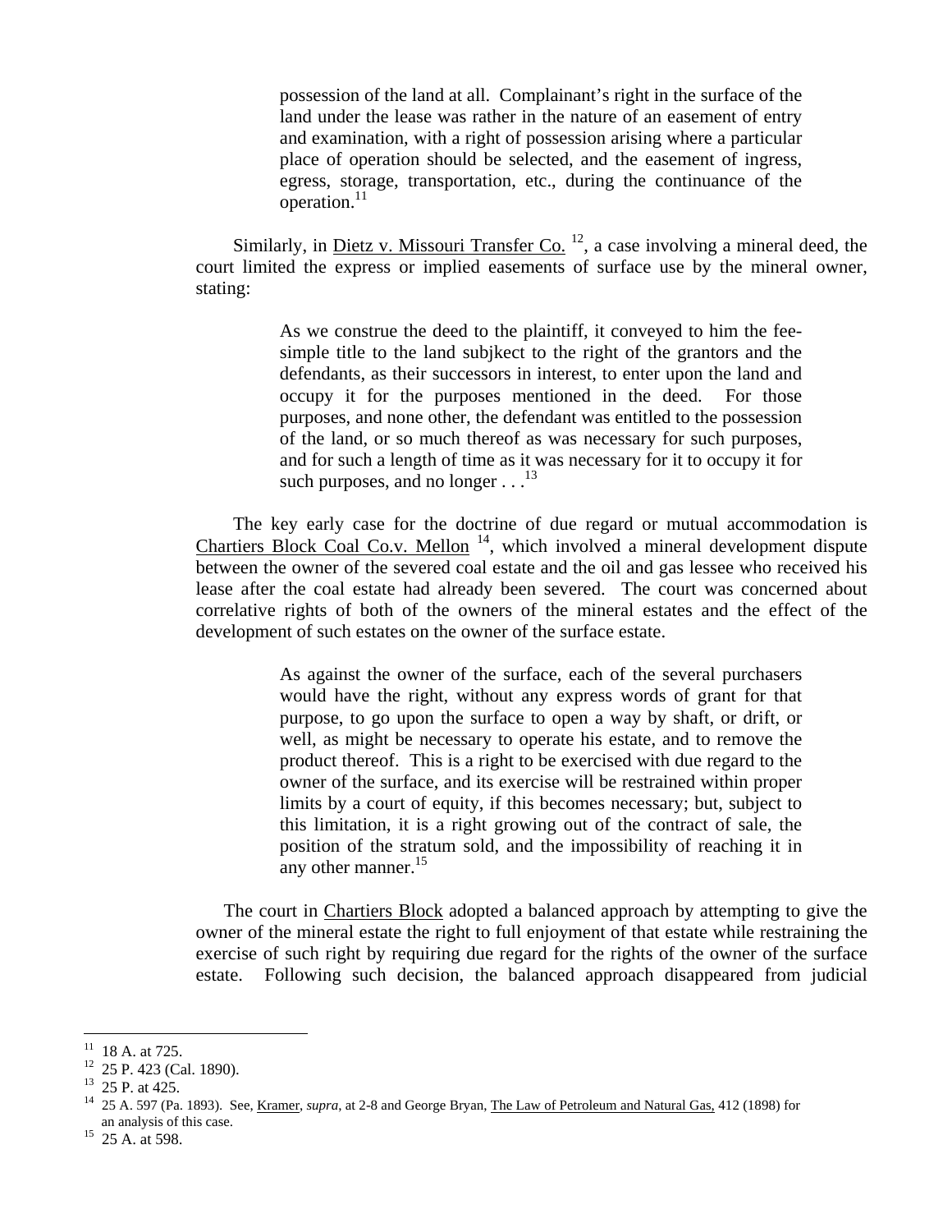> possession of the land at all. Complainant's right in the surface of the land under the lease was rather in the nature of an easement of entry and examination, with a right of possession arising where a particular place of operation should be selected, and the easement of ingress, egress, storage, transportation, etc., during the continuance of the operation.[11]

Similarly, in Dietz v. Missouri Transfer Co. [12], a case involving a mineral deed, the court limited the express or implied easements of surface use by the mineral owner, stating:

> As we construe the deed to the plaintiff, it conveyed to him the fee-simple title to the land subjkect to the right of the grantors and the defendants, as their successors in interest, to enter upon the land and occupy it for the purposes mentioned in the deed. For those purposes, and none other, the defendant was entitled to the possession of the land, or so much thereof as was necessary for such purposes, and for such a length of time as it was necessary for it to occupy it for such purposes, and no longer . . .[13]

The key early case for the doctrine of due regard or mutual accommodation is Chartiers Block Coal Co.v. Mellon [14], which involved a mineral development dispute between the owner of the severed coal estate and the oil and gas lessee who received his lease after the coal estate had already been severed. The court was concerned about correlative rights of both of the owners of the mineral estates and the effect of the development of such estates on the owner of the surface estate.

> As against the owner of the surface, each of the several purchasers would have the right, without any express words of grant for that purpose, to go upon the surface to open a way by shaft, or drift, or well, as might be necessary to operate his estate, and to remove the product thereof. This is a right to be exercised with due regard to the owner of the surface, and its exercise will be restrained within proper limits by a court of equity, if this becomes necessary; but, subject to this limitation, it is a right growing out of the contract of sale, the position of the stratum sold, and the impossibility of reaching it in any other manner.[15]

The court in Chartiers Block adopted a balanced approach by attempting to give the owner of the mineral estate the right to full enjoyment of that estate while restraining the exercise of such right by requiring due regard for the rights of the owner of the surface estate. Following such decision, the balanced approach disappeared from judicial

---

[11] 18 A. at 725.

[12] 25 P. 423 (Cal. 1890).

[13] 25 P. at 425.

[14] 25 A. 597 (Pa. 1893). See, Kramer, *supra*, at 2-8 and George Bryan, The Law of Petroleum and Natural Gas, 412 (1898) for an analysis of this case.

[15] 25 A. at 598.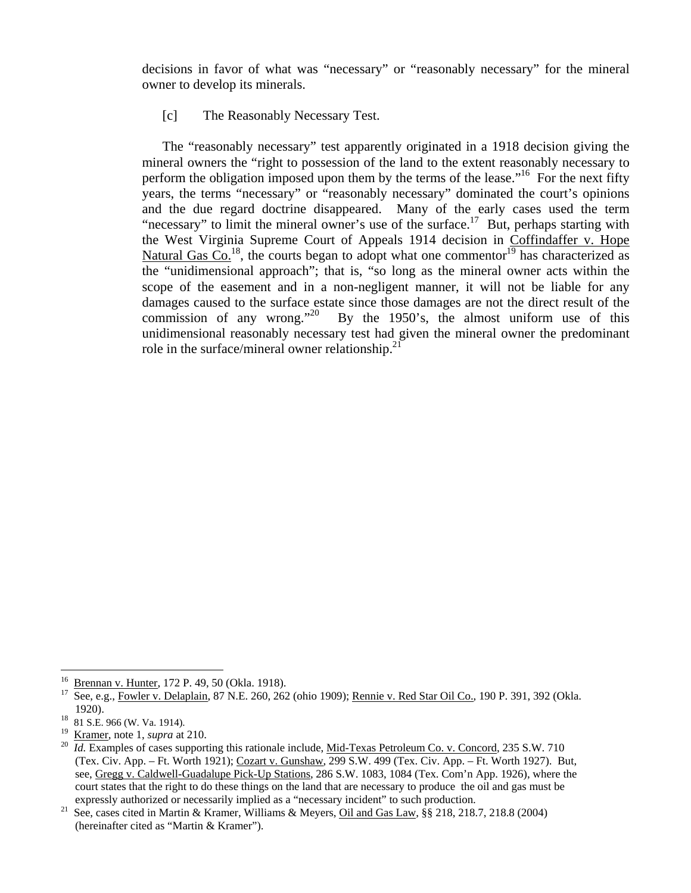decisions in favor of what was "necessary" or "reasonably necessary" for the mineral owner to develop its minerals.

[c] The Reasonably Necessary Test.

The "reasonably necessary" test apparently originated in a 1918 decision giving the mineral owners the "right to possession of the land to the extent reasonably necessary to perform the obligation imposed upon them by the terms of the lease."[16] For the next fifty years, the terms "necessary" or "reasonably necessary" dominated the court's opinions and the due regard doctrine disappeared. Many of the early cases used the term "necessary" to limit the mineral owner's use of the surface.[17] But, perhaps starting with the West Virginia Supreme Court of Appeals 1914 decision in Coffindaffer v. Hope Natural Gas Co.[18], the courts began to adopt what one commentor[19] has characterized as the "unidimensional approach"; that is, "so long as the mineral owner acts within the scope of the easement and in a non-negligent manner, it will not be liable for any damages caused to the surface estate since those damages are not the direct result of the commission of any wrong."[20] By the 1950's, the almost uniform use of this unidimensional reasonably necessary test had given the mineral owner the predominant role in the surface/mineral owner relationship.[21]

---

[16] Brennan v. Hunter, 172 P. 49, 50 (Okla. 1918).

[17] See, e.g., Fowler v. Delaplain, 87 N.E. 260, 262 (ohio 1909); Rennie v. Red Star Oil Co., 190 P. 391, 392 (Okla. 1920).

[18] 81 S.E. 966 (W. Va. 1914).

[19] Kramer, note 1, *supra* at 210.

[20] *Id.* Examples of cases supporting this rationale include, Mid-Texas Petroleum Co. v. Concord, 235 S.W. 710 (Tex. Civ. App. – Ft. Worth 1921); Cozart v. Gunshaw, 299 S.W. 499 (Tex. Civ. App. – Ft. Worth 1927). But, see, Gregg v. Caldwell-Guadalupe Pick-Up Stations, 286 S.W. 1083, 1084 (Tex. Com'n App. 1926), where the court states that the right to do these things on the land that are necessary to produce the oil and gas must be expressly authorized or necessarily implied as a "necessary incident" to such production.

[21] See, cases cited in Martin & Kramer, Williams & Meyers, Oil and Gas Law, §§ 218, 218.7, 218.8 (2004) (hereinafter cited as "Martin & Kramer").